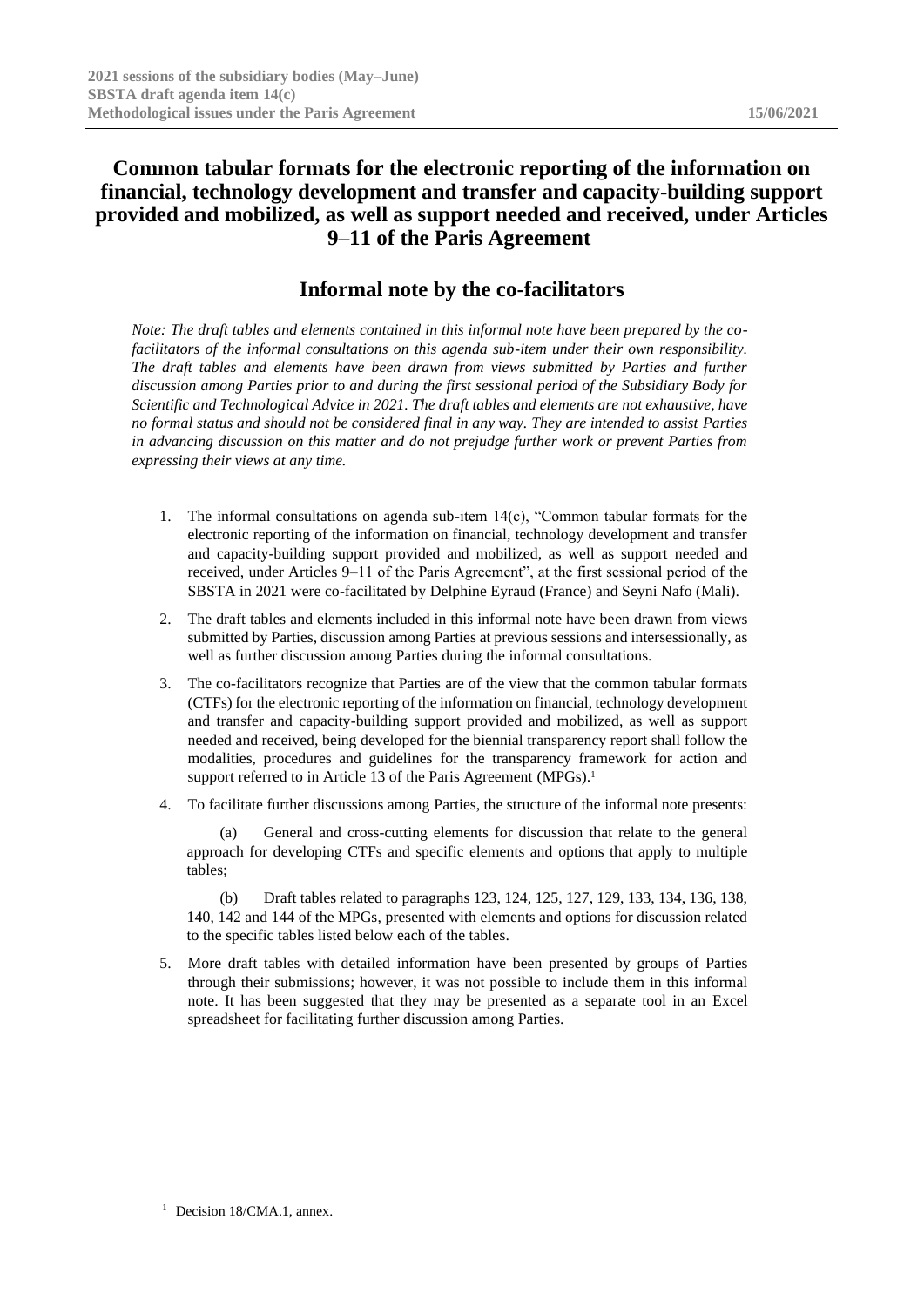# Common tabular formats for the electronic reporting of the information on financial, technology development and transfer and capacity-building support provided and mobilized, as well as support needed and received, under Articles 9–11 of the Paris Agreement

## Informal note by the co-facilitators

*Note: The draft tables and elements contained in this informal note have been prepared by the co-facilitators of the informal consultations on this agenda sub-item under their own responsibility. The draft tables and elements have been drawn from views submitted by Parties and further discussion among Parties prior to and during the first sessional period of the Subsidiary Body for Scientific and Technological Advice in 2021. The draft tables and elements are not exhaustive, have no formal status and should not be considered final in any way. They are intended to assist Parties in advancing discussion on this matter and do not prejudge further work or prevent Parties from expressing their views at any time.*

1. The informal consultations on agenda sub-item 14(c), "Common tabular formats for the electronic reporting of the information on financial, technology development and transfer and capacity-building support provided and mobilized, as well as support needed and received, under Articles 9–11 of the Paris Agreement", at the first sessional period of the SBSTA in 2021 were co-facilitated by Delphine Eyraud (France) and Seyni Nafo (Mali).

2. The draft tables and elements included in this informal note have been drawn from views submitted by Parties, discussion among Parties at previous sessions and intersessionally, as well as further discussion among Parties during the informal consultations.

3. The co-facilitators recognize that Parties are of the view that the common tabular formats (CTFs) for the electronic reporting of the information on financial, technology development and transfer and capacity-building support provided and mobilized, as well as support needed and received, being developed for the biennial transparency report shall follow the modalities, procedures and guidelines for the transparency framework for action and support referred to in Article 13 of the Paris Agreement (MPGs).[1]

4. To facilitate further discussions among Parties, the structure of the informal note presents:

   (a) General and cross-cutting elements for discussion that relate to the general approach for developing CTFs and specific elements and options that apply to multiple tables;

   (b) Draft tables related to paragraphs 123, 124, 125, 127, 129, 133, 134, 136, 138, 140, 142 and 144 of the MPGs, presented with elements and options for discussion related to the specific tables listed below each of the tables.

5. More draft tables with detailed information have been presented by groups of Parties through their submissions; however, it was not possible to include them in this informal note. It has been suggested that they may be presented as a separate tool in an Excel spreadsheet for facilitating further discussion among Parties.

[1] Decision 18/CMA.1, annex.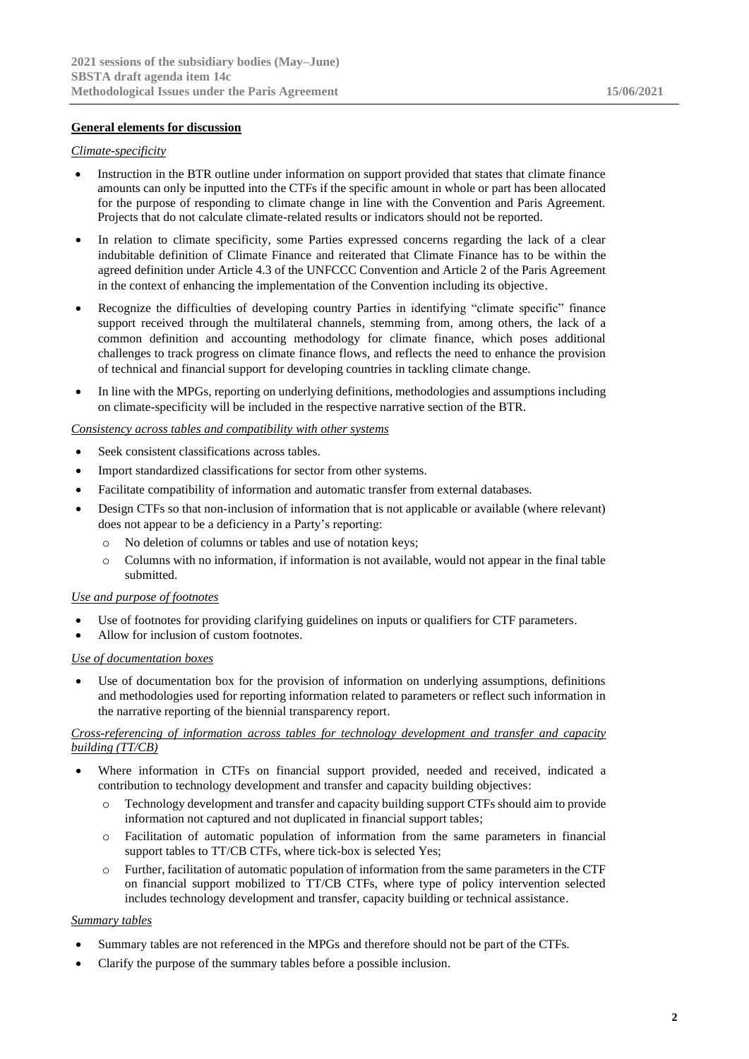**General elements for discussion**

*Climate-specificity*

- Instruction in the BTR outline under information on support provided that states that climate finance amounts can only be inputted into the CTFs if the specific amount in whole or part has been allocated for the purpose of responding to climate change in line with the Convention and Paris Agreement. Projects that do not calculate climate-related results or indicators should not be reported.
- In relation to climate specificity, some Parties expressed concerns regarding the lack of a clear indubitable definition of Climate Finance and reiterated that Climate Finance has to be within the agreed definition under Article 4.3 of the UNFCCC Convention and Article 2 of the Paris Agreement in the context of enhancing the implementation of the Convention including its objective.
- Recognize the difficulties of developing country Parties in identifying "climate specific" finance support received through the multilateral channels, stemming from, among others, the lack of a common definition and accounting methodology for climate finance, which poses additional challenges to track progress on climate finance flows, and reflects the need to enhance the provision of technical and financial support for developing countries in tackling climate change.
- In line with the MPGs, reporting on underlying definitions, methodologies and assumptions including on climate-specificity will be included in the respective narrative section of the BTR.

*Consistency across tables and compatibility with other systems*

- Seek consistent classifications across tables.
- Import standardized classifications for sector from other systems.
- Facilitate compatibility of information and automatic transfer from external databases.
- Design CTFs so that non-inclusion of information that is not applicable or available (where relevant) does not appear to be a deficiency in a Party's reporting:
  - No deletion of columns or tables and use of notation keys;
  - Columns with no information, if information is not available, would not appear in the final table submitted.

*Use and purpose of footnotes*

- Use of footnotes for providing clarifying guidelines on inputs or qualifiers for CTF parameters.
- Allow for inclusion of custom footnotes.

*Use of documentation boxes*

- Use of documentation box for the provision of information on underlying assumptions, definitions and methodologies used for reporting information related to parameters or reflect such information in the narrative reporting of the biennial transparency report.

*Cross-referencing of information across tables for technology development and transfer and capacity building (TT/CB)*

- Where information in CTFs on financial support provided, needed and received, indicated a contribution to technology development and transfer and capacity building objectives:
  - Technology development and transfer and capacity building support CTFs should aim to provide information not captured and not duplicated in financial support tables;
  - Facilitation of automatic population of information from the same parameters in financial support tables to TT/CB CTFs, where tick-box is selected Yes;
  - Further, facilitation of automatic population of information from the same parameters in the CTF on financial support mobilized to TT/CB CTFs, where type of policy intervention selected includes technology development and transfer, capacity building or technical assistance.

*Summary tables*

- Summary tables are not referenced in the MPGs and therefore should not be part of the CTFs.
- Clarify the purpose of the summary tables before a possible inclusion.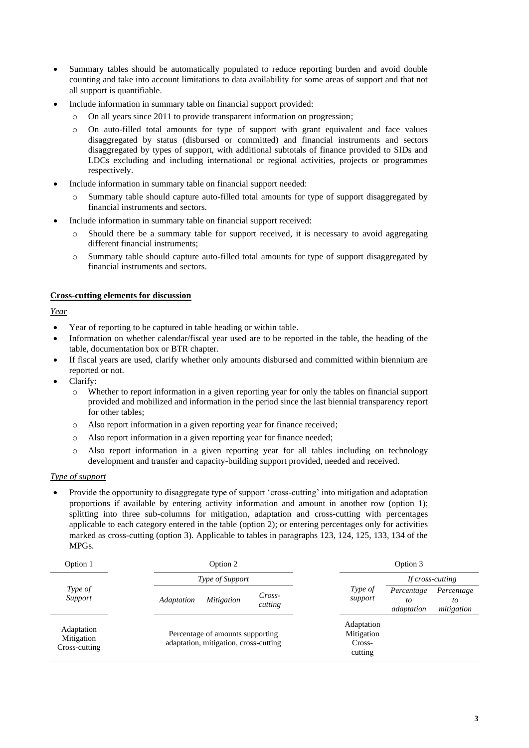- Summary tables should be automatically populated to reduce reporting burden and avoid double counting and take into account limitations to data availability for some areas of support and that not all support is quantifiable.
- Include information in summary table on financial support provided:
    - On all years since 2011 to provide transparent information on progression;
    - On auto-filled total amounts for type of support with grant equivalent and face values disaggregated by status (disbursed or committed) and financial instruments and sectors disaggregated by types of support, with additional subtotals of finance provided to SIDs and LDCs excluding and including international or regional activities, projects or programmes respectively.
- Include information in summary table on financial support needed:
    - Summary table should capture auto-filled total amounts for type of support disaggregated by financial instruments and sectors.
- Include information in summary table on financial support received:
    - Should there be a summary table for support received, it is necessary to avoid aggregating different financial instruments;
    - Summary table should capture auto-filled total amounts for type of support disaggregated by financial instruments and sectors.

**Cross-cutting elements for discussion**

*Year*

- Year of reporting to be captured in table heading or within table.
- Information on whether calendar/fiscal year used are to be reported in the table, the heading of the table, documentation box or BTR chapter.
- If fiscal years are used, clarify whether only amounts disbursed and committed within biennium are reported or not.
- Clarify:
    - Whether to report information in a given reporting year for only the tables on financial support provided and mobilized and information in the period since the last biennial transparency report for other tables;
    - Also report information in a given reporting year for finance received;
    - Also report information in a given reporting year for finance needed;
    - Also report information in a given reporting year for all tables including on technology development and transfer and capacity-building support provided, needed and received.

*Type of support*

- Provide the opportunity to disaggregate type of support 'cross-cutting' into mitigation and adaptation proportions if available by entering activity information and amount in another row (option 1); splitting into three sub-columns for mitigation, adaptation and cross-cutting with percentages applicable to each category entered in the table (option 2); or entering percentages only for activities marked as cross-cutting (option 3). Applicable to tables in paragraphs 123, 124, 125, 133, 134 of the MPGs.

Option 1

| *Type of Support* |
|---|
| Adaptation<br>Mitigation<br>Cross-cutting |

Option 2

| *Type of Support* | | |
|---|---|---|
| *Adaptation* | *Mitigation* | *Cross-cutting* |
| Percentage of amounts supporting adaptation, mitigation, cross-cutting | | |

Option 3

| *Type of support* | *If cross-cutting* | |
|---|---|---|
| | *Percentage to adaptation* | *Percentage to mitigation* |
| Adaptation<br>Mitigation<br>Cross-cutting | | |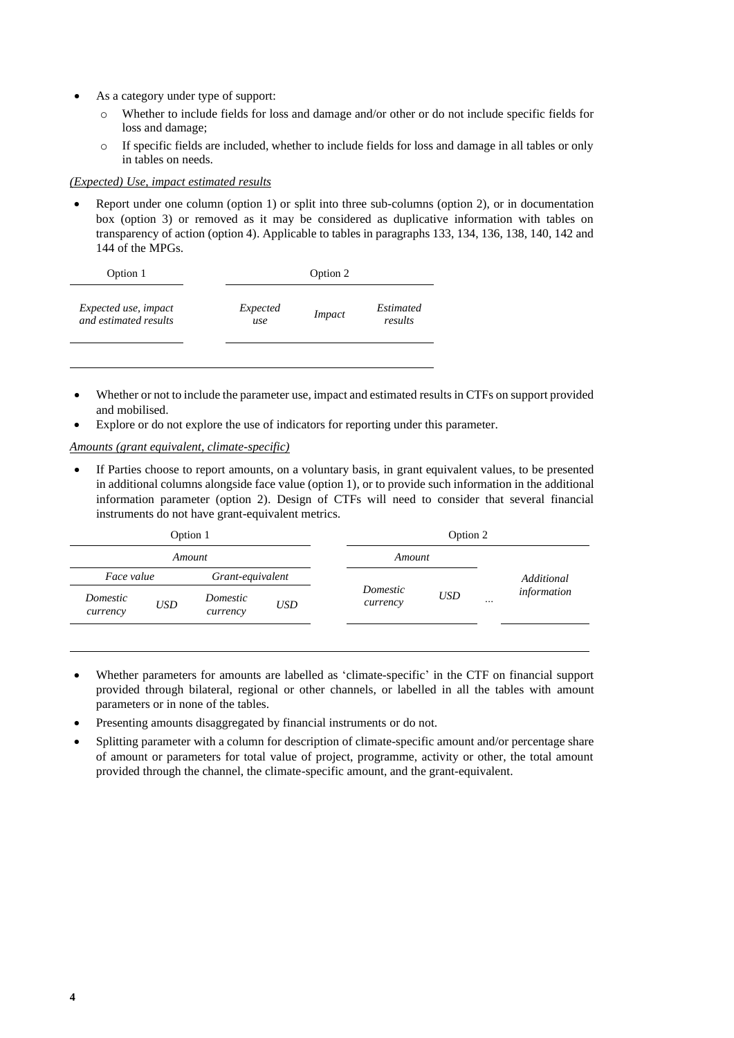- As a category under type of support:
  - Whether to include fields for loss and damage and/or other or do not include specific fields for loss and damage;
  - If specific fields are included, whether to include fields for loss and damage in all tables or only in tables on needs.

*(Expected) Use, impact estimated results*

- Report under one column (option 1) or split into three sub-columns (option 2), or in documentation box (option 3) or removed as it may be considered as duplicative information with tables on transparency of action (option 4). Applicable to tables in paragraphs 133, 134, 136, 138, 140, 142 and 144 of the MPGs.

| Option 1 | Option 2 | | |
|---|---|---|---|
| *Expected use, impact and estimated results* | *Expected use* | *Impact* | *Estimated results* |

- Whether or not to include the parameter use, impact and estimated results in CTFs on support provided and mobilised.
- Explore or do not explore the use of indicators for reporting under this parameter.

*Amounts (grant equivalent, climate-specific)*

- If Parties choose to report amounts, on a voluntary basis, in grant equivalent values, to be presented in additional columns alongside face value (option 1), or to provide such information in the additional information parameter (option 2). Design of CTFs will need to consider that several financial instruments do not have grant-equivalent metrics.

Option 1

| *Amount* | | | |
|---|---|---|---|
| *Face value* | | *Grant-equivalent* | |
| *Domestic currency* | *USD* | *Domestic currency* | *USD* |

Option 2

| *Amount* | | | *Additional information* |
|---|---|---|---|
| *Domestic currency* | *USD* | ... | |

- Whether parameters for amounts are labelled as 'climate-specific' in the CTF on financial support provided through bilateral, regional or other channels, or labelled in all the tables with amount parameters or in none of the tables.
- Presenting amounts disaggregated by financial instruments or do not.
- Splitting parameter with a column for description of climate-specific amount and/or percentage share of amount or parameters for total value of project, programme, activity or other, the total amount provided through the channel, the climate-specific amount, and the grant-equivalent.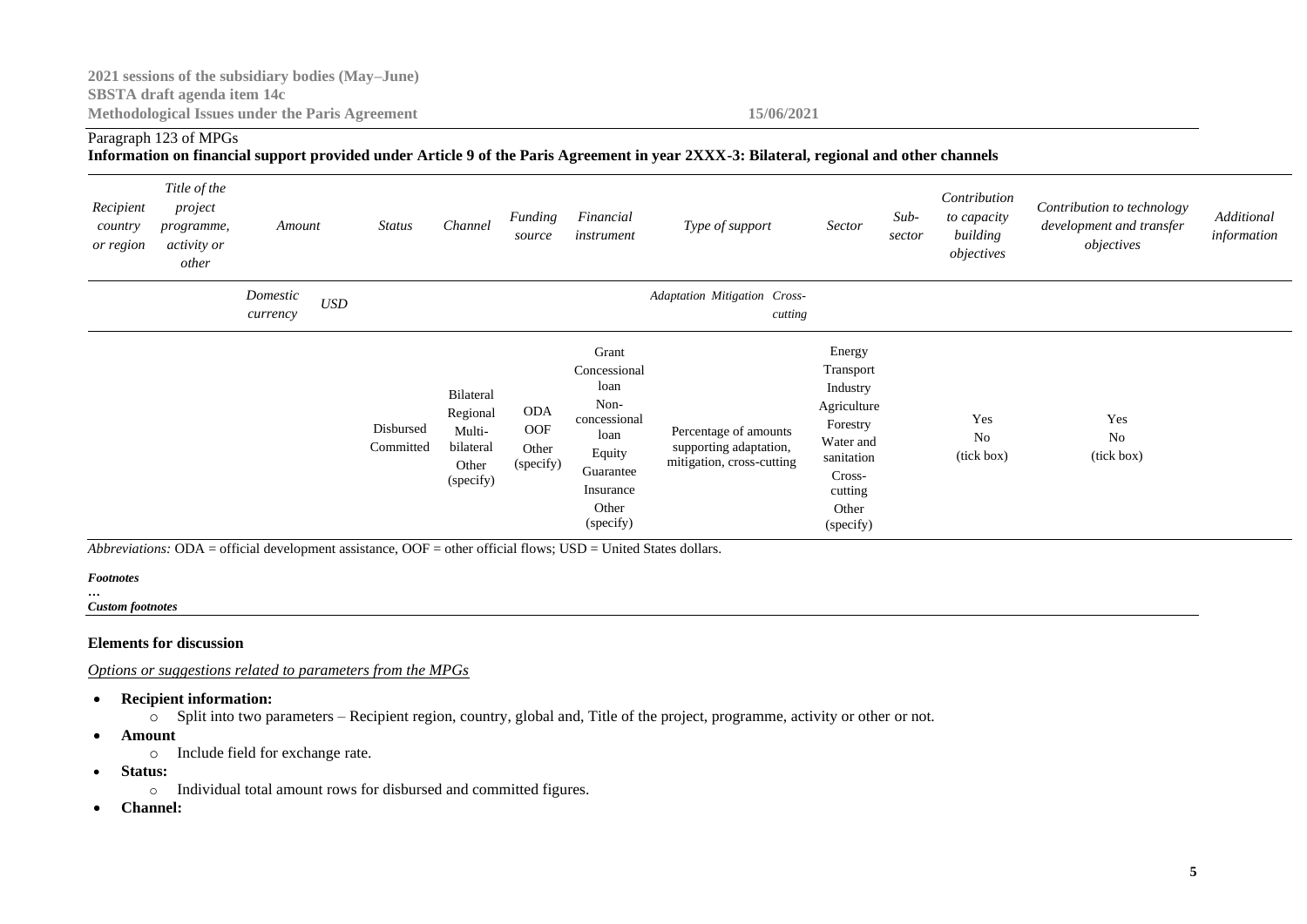Paragraph 123 of MPGs

**Information on financial support provided under Article 9 of the Paris Agreement in year 2XXX-3: Bilateral, regional and other channels**

| *Recipient country or region* | *Title of the project programme, activity or other* | *Amount* | | *Status* | *Channel* | *Funding source* | *Financial instrument* | *Type of support* | | | *Sector* | *Sub-sector* | *Contribution to capacity building objectives* | *Contribution to technology development and transfer objectives* | *Additional information* |
|---|---|---|---|---|---|---|---|---|---|---|---|---|---|---|---|
| | | *Domestic currency* | *USD* | | | | | *Adaptation* | *Mitigation* | *Cross-cutting* | | | | | |
| | | | | Disbursed Committed | Bilateral Regional Multi-bilateral Other (specify) | ODA OOF Other (specify) | Grant Concessional loan Non-concessional loan Equity Guarantee Insurance Other (specify) | Percentage of amounts supporting adaptation, mitigation, cross-cutting | | | Energy Transport Industry Agriculture Forestry Water and sanitation Cross-cutting Other (specify) | | Yes No (tick box) | Yes No (tick box) | |

*Abbreviations:* ODA = official development assistance, OOF = other official flows; USD = United States dollars.

***Footnotes***

…

***Custom footnotes***

**Elements for discussion**

*Options or suggestions related to parameters from the MPGs*

- **Recipient information:**
  - Split into two parameters – Recipient region, country, global and, Title of the project, programme, activity or other or not.
- **Amount**
  - Include field for exchange rate.
- **Status:**
  - Individual total amount rows for disbursed and committed figures.
- **Channel:**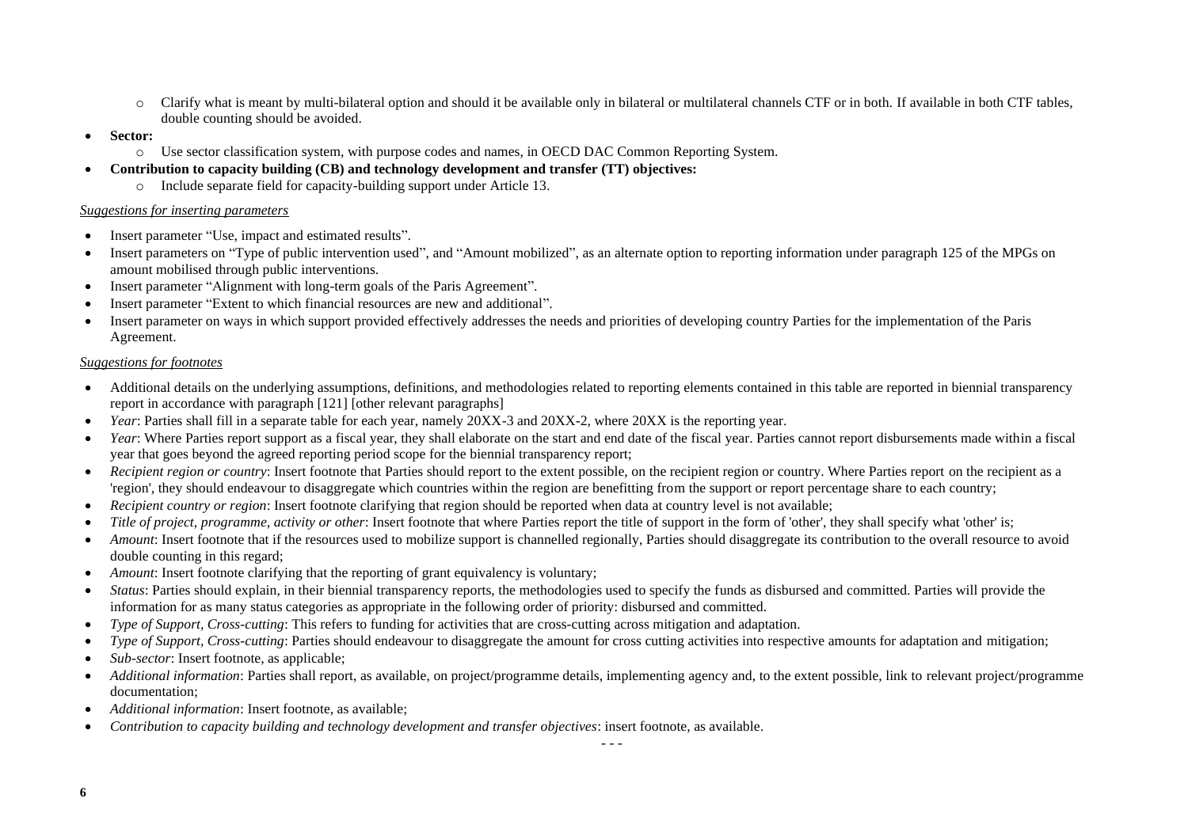- Clarify what is meant by multi-bilateral option and should it be available only in bilateral or multilateral channels CTF or in both. If available in both CTF tables, double counting should be avoided.
- **Sector:**
    - Use sector classification system, with purpose codes and names, in OECD DAC Common Reporting System.
- **Contribution to capacity building (CB) and technology development and transfer (TT) objectives:**
    - Include separate field for capacity-building support under Article 13.

*Suggestions for inserting parameters*

- Insert parameter "Use, impact and estimated results".
- Insert parameters on "Type of public intervention used", and "Amount mobilized", as an alternate option to reporting information under paragraph 125 of the MPGs on amount mobilised through public interventions.
- Insert parameter "Alignment with long-term goals of the Paris Agreement".
- Insert parameter "Extent to which financial resources are new and additional".
- Insert parameter on ways in which support provided effectively addresses the needs and priorities of developing country Parties for the implementation of the Paris Agreement.

*Suggestions for footnotes*

- Additional details on the underlying assumptions, definitions, and methodologies related to reporting elements contained in this table are reported in biennial transparency report in accordance with paragraph [121] [other relevant paragraphs]
- *Year*: Parties shall fill in a separate table for each year, namely 20XX-3 and 20XX-2, where 20XX is the reporting year.
- *Year*: Where Parties report support as a fiscal year, they shall elaborate on the start and end date of the fiscal year. Parties cannot report disbursements made within a fiscal year that goes beyond the agreed reporting period scope for the biennial transparency report;
- *Recipient region or country*: Insert footnote that Parties should report to the extent possible, on the recipient region or country. Where Parties report on the recipient as a 'region', they should endeavour to disaggregate which countries within the region are benefitting from the support or report percentage share to each country;
- *Recipient country or region*: Insert footnote clarifying that region should be reported when data at country level is not available;
- *Title of project, programme, activity or other*: Insert footnote that where Parties report the title of support in the form of 'other', they shall specify what 'other' is;
- *Amount*: Insert footnote that if the resources used to mobilize support is channelled regionally, Parties should disaggregate its contribution to the overall resource to avoid double counting in this regard;
- *Amount*: Insert footnote clarifying that the reporting of grant equivalency is voluntary;
- *Status*: Parties should explain, in their biennial transparency reports, the methodologies used to specify the funds as disbursed and committed. Parties will provide the information for as many status categories as appropriate in the following order of priority: disbursed and committed.
- *Type of Support, Cross-cutting*: This refers to funding for activities that are cross-cutting across mitigation and adaptation.
- *Type of Support, Cross-cutting*: Parties should endeavour to disaggregate the amount for cross cutting activities into respective amounts for adaptation and mitigation;
- *Sub-sector*: Insert footnote, as applicable;
- *Additional information*: Parties shall report, as available, on project/programme details, implementing agency and, to the extent possible, link to relevant project/programme documentation;
- *Additional information*: Insert footnote, as available;
- *Contribution to capacity building and technology development and transfer objectives*: insert footnote, as available.

- - -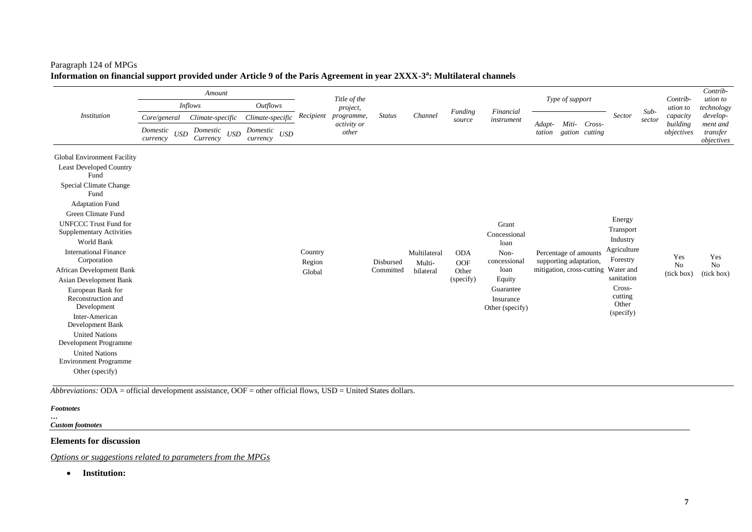Paragraph 124 of MPGs

**Information on financial support provided under Article 9 of the Paris Agreement in year 2XXX-3[a]: Multilateral channels**

| *Institution* | *Amount* | | | | | | *Recipient* | *Title of the project, programme, activity or other* | *Status* | *Channel* | *Funding source* | *Financial instrument* | *Type of support* | | | *Sector* | *Sub-sector* | *Contribution to capacity building objectives* | *Contribution to technology development and transfer objectives* |
|---|---|---|---|---|---|---|---|---|---|---|---|---|---|---|---|---|---|---|---|
| | *Inflows* | | | | *Outflows* | | | | | | | | | | | | | | |
| | *Core/general* | | *Climate-specific* | | *Climate-specific* | | | | | | | | *Adaptation* | *Mitigation* | *Cross-cutting* | | | | |
| | *Domestic currency* | *USD* | *Domestic Currency* | *USD* | *Domestic currency* | *USD* | | | | | | | | | | | | | |
| Global Environment Facility<br>Least Developed Country Fund<br>Special Climate Change Fund<br>Adaptation Fund<br>Green Climate Fund<br>UNFCCC Trust Fund for Supplementary Activities<br>World Bank<br>International Finance Corporation<br>African Development Bank<br>Asian Development Bank<br>European Bank for Reconstruction and Development<br>Inter-American Development Bank<br>United Nations Development Programme<br>United Nations Environment Programme<br>Other (specify) | | | | | | | Country<br>Region<br>Global | | Disbursed<br>Committed | Multilateral<br>Multi-bilateral | ODA<br>OOF<br>Other (specify) | Grant<br>Concessional loan<br>Non-concessional loan<br>Equity<br>Guarantee<br>Insurance<br>Other (specify) | Percentage of amounts supporting adaptation, mitigation, cross-cutting | | | Energy<br>Transport<br>Industry<br>Agriculture<br>Forestry<br>Water and sanitation<br>Cross-cutting<br>Other (specify) | | Yes<br>No<br>(tick box) | Yes<br>No<br>(tick box) |

*Abbreviations:* ODA = official development assistance, OOF = other official flows, USD = United States dollars.

***Footnotes***

…

***Custom footnotes***

**Elements for discussion**

*Options or suggestions related to parameters from the MPGs*

- **Institution:**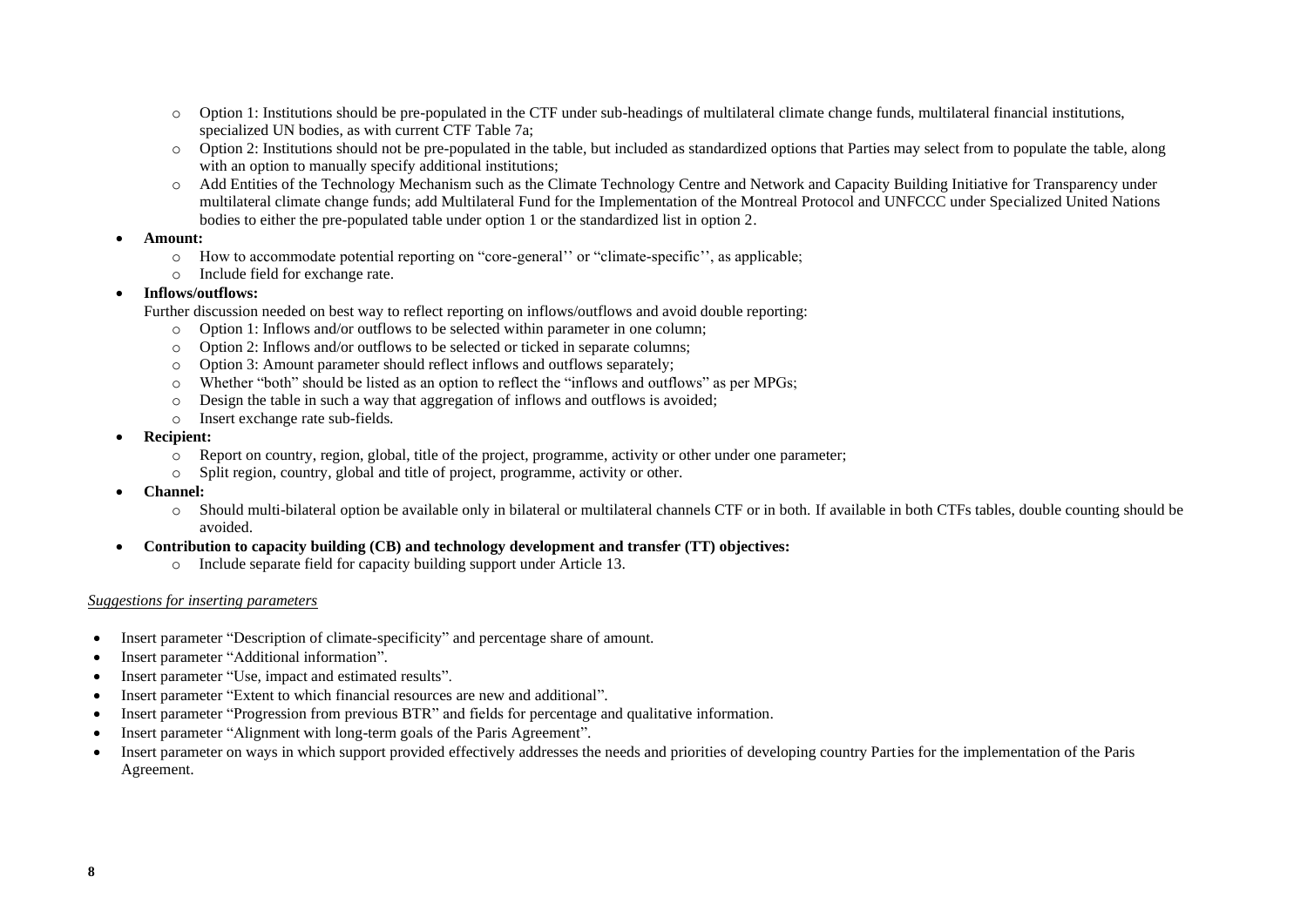- Option 1: Institutions should be pre-populated in the CTF under sub-headings of multilateral climate change funds, multilateral financial institutions, specialized UN bodies, as with current CTF Table 7a;
- Option 2: Institutions should not be pre-populated in the table, but included as standardized options that Parties may select from to populate the table, along with an option to manually specify additional institutions;
- Add Entities of the Technology Mechanism such as the Climate Technology Centre and Network and Capacity Building Initiative for Transparency under multilateral climate change funds; add Multilateral Fund for the Implementation of the Montreal Protocol and UNFCCC under Specialized United Nations bodies to either the pre-populated table under option 1 or the standardized list in option 2.

- **Amount:**
  - How to accommodate potential reporting on "core-general'' or "climate-specific'', as applicable;
  - Include field for exchange rate.
- **Inflows/outflows:**

  Further discussion needed on best way to reflect reporting on inflows/outflows and avoid double reporting:
  - Option 1: Inflows and/or outflows to be selected within parameter in one column;
  - Option 2: Inflows and/or outflows to be selected or ticked in separate columns;
  - Option 3: Amount parameter should reflect inflows and outflows separately;
  - Whether "both" should be listed as an option to reflect the "inflows and outflows" as per MPGs;
  - Design the table in such a way that aggregation of inflows and outflows is avoided;
  - Insert exchange rate sub-fields.
- **Recipient:**
  - Report on country, region, global, title of the project, programme, activity or other under one parameter;
  - Split region, country, global and title of project, programme, activity or other.
- **Channel:**
  - Should multi-bilateral option be available only in bilateral or multilateral channels CTF or in both. If available in both CTFs tables, double counting should be avoided.
- **Contribution to capacity building (CB) and technology development and transfer (TT) objectives:**
  - Include separate field for capacity building support under Article 13.

*Suggestions for inserting parameters*

- Insert parameter "Description of climate-specificity" and percentage share of amount.
- Insert parameter "Additional information".
- Insert parameter "Use, impact and estimated results".
- Insert parameter "Extent to which financial resources are new and additional".
- Insert parameter "Progression from previous BTR" and fields for percentage and qualitative information.
- Insert parameter "Alignment with long-term goals of the Paris Agreement".
- Insert parameter on ways in which support provided effectively addresses the needs and priorities of developing country Parties for the implementation of the Paris Agreement.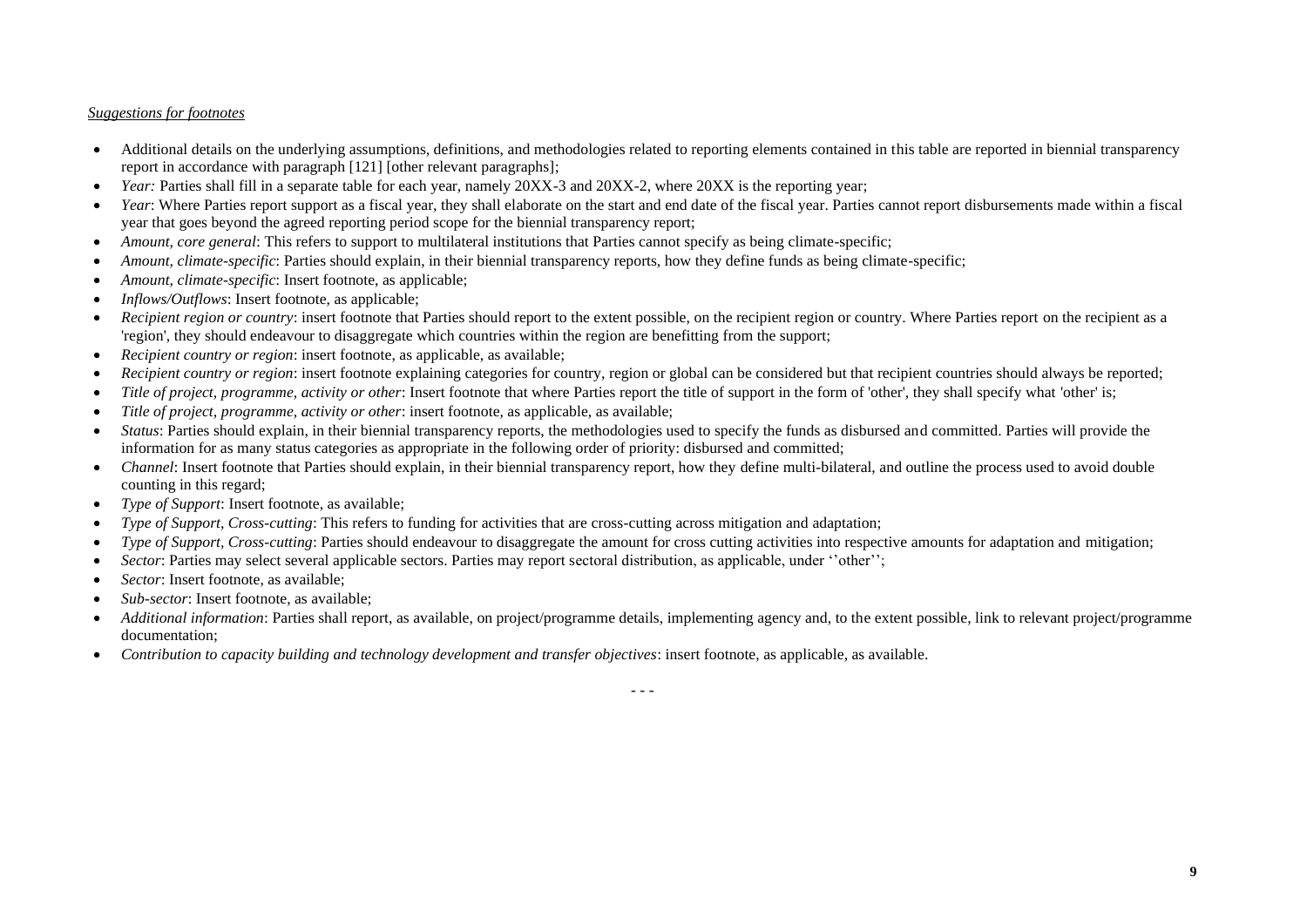*Suggestions for footnotes*

- Additional details on the underlying assumptions, definitions, and methodologies related to reporting elements contained in this table are reported in biennial transparency report in accordance with paragraph [121] [other relevant paragraphs];
- *Year:* Parties shall fill in a separate table for each year, namely 20XX-3 and 20XX-2, where 20XX is the reporting year;
- *Year*: Where Parties report support as a fiscal year, they shall elaborate on the start and end date of the fiscal year. Parties cannot report disbursements made within a fiscal year that goes beyond the agreed reporting period scope for the biennial transparency report;
- *Amount, core general*: This refers to support to multilateral institutions that Parties cannot specify as being climate-specific;
- *Amount, climate-specific*: Parties should explain, in their biennial transparency reports, how they define funds as being climate-specific;
- *Amount, climate-specific*: Insert footnote, as applicable;
- *Inflows/Outflows*: Insert footnote, as applicable;
- *Recipient region or country*: insert footnote that Parties should report to the extent possible, on the recipient region or country. Where Parties report on the recipient as a 'region', they should endeavour to disaggregate which countries within the region are benefitting from the support;
- *Recipient country or region*: insert footnote, as applicable, as available;
- *Recipient country or region*: insert footnote explaining categories for country, region or global can be considered but that recipient countries should always be reported;
- *Title of project, programme, activity or other*: Insert footnote that where Parties report the title of support in the form of 'other', they shall specify what 'other' is;
- *Title of project, programme, activity or other*: insert footnote, as applicable, as available;
- *Status*: Parties should explain, in their biennial transparency reports, the methodologies used to specify the funds as disbursed and committed. Parties will provide the information for as many status categories as appropriate in the following order of priority: disbursed and committed;
- *Channel*: Insert footnote that Parties should explain, in their biennial transparency report, how they define multi-bilateral, and outline the process used to avoid double counting in this regard;
- *Type of Support*: Insert footnote, as available;
- *Type of Support, Cross-cutting*: This refers to funding for activities that are cross-cutting across mitigation and adaptation;
- *Type of Support, Cross-cutting*: Parties should endeavour to disaggregate the amount for cross cutting activities into respective amounts for adaptation and mitigation;
- *Sector*: Parties may select several applicable sectors. Parties may report sectoral distribution, as applicable, under ''other'';
- *Sector*: Insert footnote, as available;
- *Sub-sector*: Insert footnote, as available;
- *Additional information*: Parties shall report, as available, on project/programme details, implementing agency and, to the extent possible, link to relevant project/programme documentation;
- *Contribution to capacity building and technology development and transfer objectives*: insert footnote, as applicable, as available.

- - -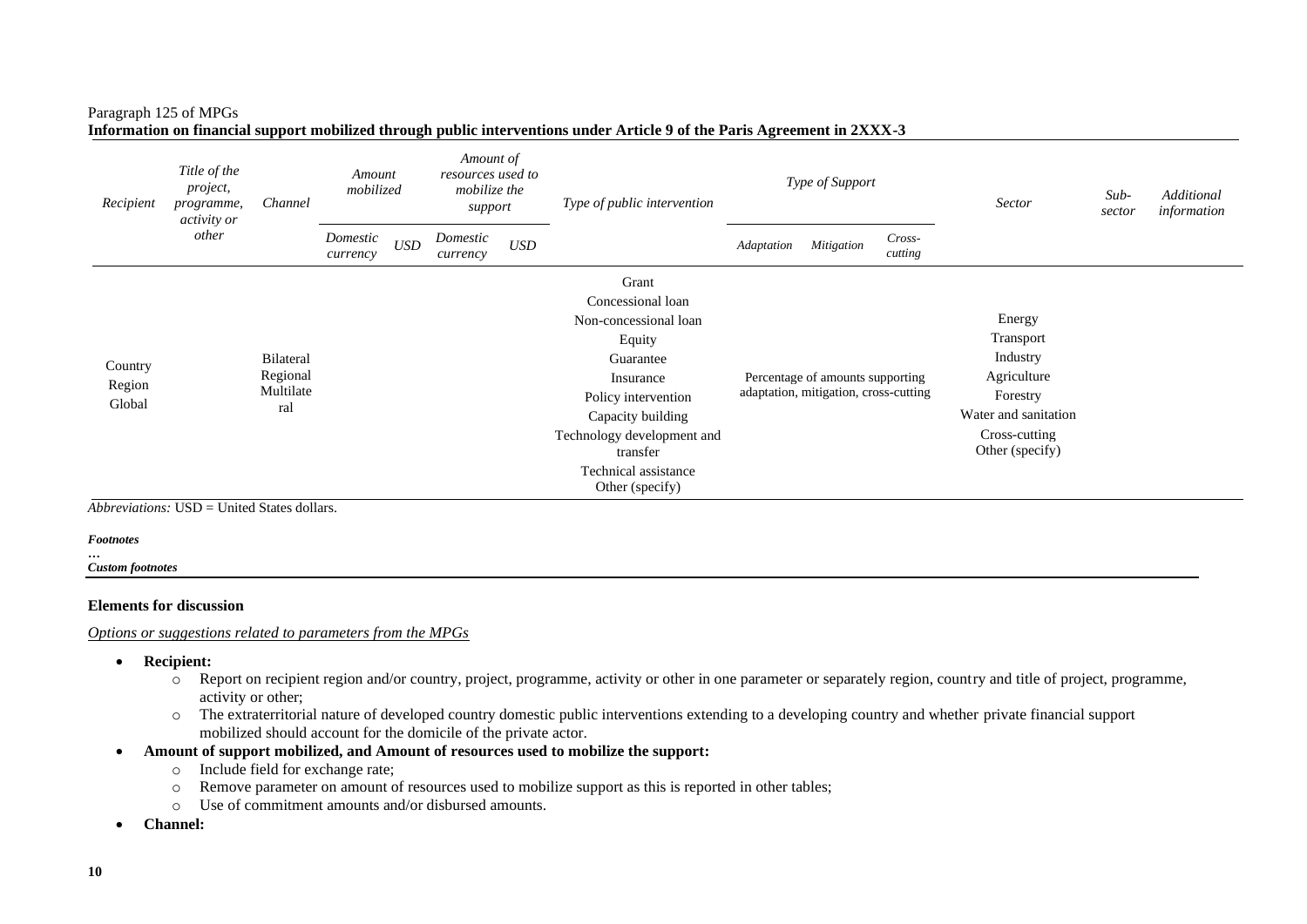Paragraph 125 of MPGs

**Information on financial support mobilized through public interventions under Article 9 of the Paris Agreement in 2XXX-3**

| *Recipient* | *Title of the project, programme, activity or other* | *Channel* | *Amount mobilized* | | *Amount of resources used to mobilize the support* | | *Type of public intervention* | *Type of Support* | | | *Sector* | *Sub-sector* | *Additional information* |
|---|---|---|---|---|---|---|---|---|---|---|---|---|---|
| | | | *Domestic currency* | *USD* | *Domestic currency* | *USD* | | *Adaptation* | *Mitigation* | *Cross-cutting* | | | |
| Country<br>Region<br>Global | | Bilateral<br>Regional<br>Multilateral | | | | | Grant<br>Concessional loan<br>Non-concessional loan<br>Equity<br>Guarantee<br>Insurance<br>Policy intervention<br>Capacity building<br>Technology development and transfer<br>Technical assistance<br>Other (specify) | Percentage of amounts supporting adaptation, mitigation, cross-cutting | | | Energy<br>Transport<br>Industry<br>Agriculture<br>Forestry<br>Water and sanitation<br>Cross-cutting<br>Other (specify) | | |

*Abbreviations:* USD = United States dollars.

***Footnotes***

…

***Custom footnotes***

**Elements for discussion**

*Options or suggestions related to parameters from the MPGs*

- **Recipient:**
  - Report on recipient region and/or country, project, programme, activity or other in one parameter or separately region, country and title of project, programme, activity or other;
  - The extraterritorial nature of developed country domestic public interventions extending to a developing country and whether private financial support mobilized should account for the domicile of the private actor.
- **Amount of support mobilized, and Amount of resources used to mobilize the support:**
  - Include field for exchange rate;
  - Remove parameter on amount of resources used to mobilize support as this is reported in other tables;
  - Use of commitment amounts and/or disbursed amounts.
- **Channel:**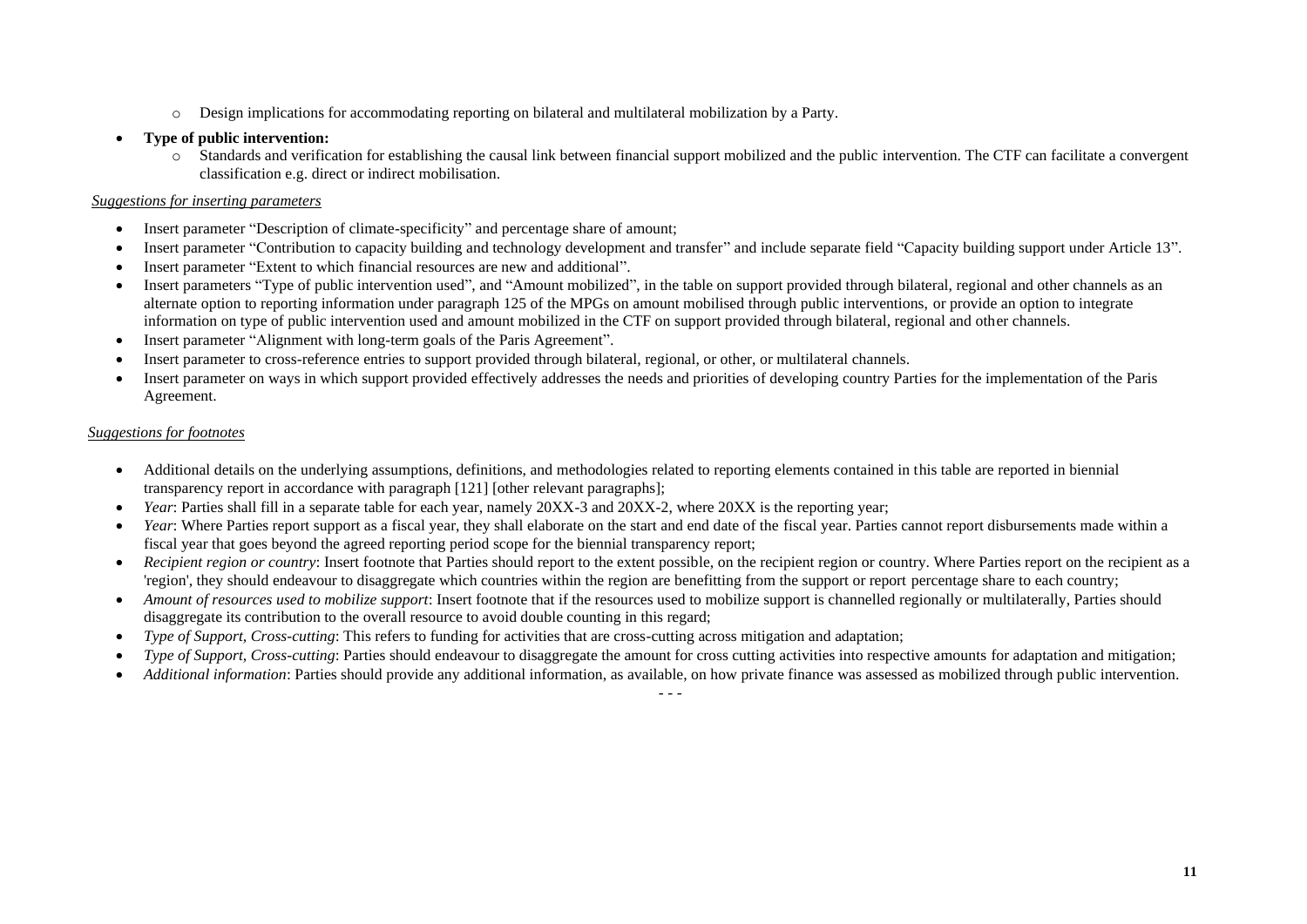- Design implications for accommodating reporting on bilateral and multilateral mobilization by a Party.

- **Type of public intervention:**
  - Standards and verification for establishing the causal link between financial support mobilized and the public intervention. The CTF can facilitate a convergent classification e.g. direct or indirect mobilisation.

*Suggestions for inserting parameters*

- Insert parameter "Description of climate-specificity" and percentage share of amount;
- Insert parameter "Contribution to capacity building and technology development and transfer" and include separate field "Capacity building support under Article 13".
- Insert parameter "Extent to which financial resources are new and additional".
- Insert parameters "Type of public intervention used", and "Amount mobilized", in the table on support provided through bilateral, regional and other channels as an alternate option to reporting information under paragraph 125 of the MPGs on amount mobilised through public interventions, or provide an option to integrate information on type of public intervention used and amount mobilized in the CTF on support provided through bilateral, regional and other channels.
- Insert parameter "Alignment with long-term goals of the Paris Agreement".
- Insert parameter to cross-reference entries to support provided through bilateral, regional, or other, or multilateral channels.
- Insert parameter on ways in which support provided effectively addresses the needs and priorities of developing country Parties for the implementation of the Paris Agreement.

*Suggestions for footnotes*

- Additional details on the underlying assumptions, definitions, and methodologies related to reporting elements contained in this table are reported in biennial transparency report in accordance with paragraph [121] [other relevant paragraphs];
- *Year*: Parties shall fill in a separate table for each year, namely 20XX-3 and 20XX-2, where 20XX is the reporting year;
- *Year*: Where Parties report support as a fiscal year, they shall elaborate on the start and end date of the fiscal year. Parties cannot report disbursements made within a fiscal year that goes beyond the agreed reporting period scope for the biennial transparency report;
- *Recipient region or country*: Insert footnote that Parties should report to the extent possible, on the recipient region or country. Where Parties report on the recipient as a 'region', they should endeavour to disaggregate which countries within the region are benefitting from the support or report percentage share to each country;
- *Amount of resources used to mobilize support*: Insert footnote that if the resources used to mobilize support is channelled regionally or multilaterally, Parties should disaggregate its contribution to the overall resource to avoid double counting in this regard;
- *Type of Support, Cross-cutting*: This refers to funding for activities that are cross-cutting across mitigation and adaptation;
- *Type of Support, Cross-cutting*: Parties should endeavour to disaggregate the amount for cross cutting activities into respective amounts for adaptation and mitigation;
- *Additional information*: Parties should provide any additional information, as available, on how private finance was assessed as mobilized through public intervention.

- - -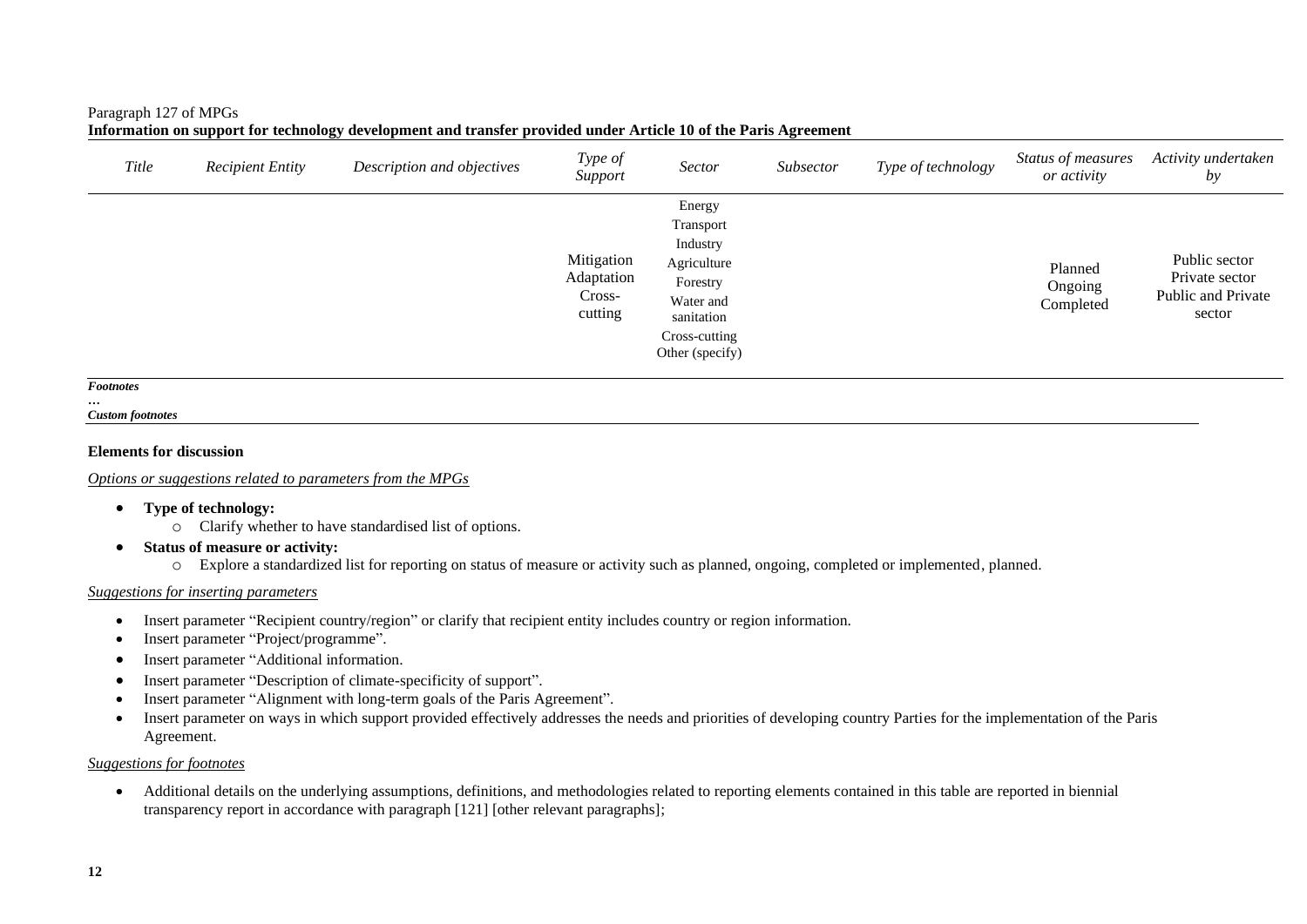Paragraph 127 of MPGs

**Information on support for technology development and transfer provided under Article 10 of the Paris Agreement**

| *Title* | *Recipient Entity* | *Description and objectives* | *Type of Support* | *Sector* | *Subsector* | *Type of technology* | *Status of measures or activity* | *Activity undertaken by* |
|---|---|---|---|---|---|---|---|---|
| | | | Mitigation<br>Adaptation<br>Cross-cutting | Energy<br>Transport<br>Industry<br>Agriculture<br>Forestry<br>Water and sanitation<br>Cross-cutting<br>Other (specify) | | | Planned<br>Ongoing<br>Completed | Public sector<br>Private sector<br>Public and Private sector |

***Footnotes***

*…*

***Custom footnotes***

**Elements for discussion**

*Options or suggestions related to parameters from the MPGs*

- **Type of technology:**
  - Clarify whether to have standardised list of options.
- **Status of measure or activity:**
  - Explore a standardized list for reporting on status of measure or activity such as planned, ongoing, completed or implemented, planned.

*Suggestions for inserting parameters*

- Insert parameter "Recipient country/region" or clarify that recipient entity includes country or region information.
- Insert parameter "Project/programme".
- Insert parameter "Additional information.
- Insert parameter "Description of climate-specificity of support".
- Insert parameter "Alignment with long-term goals of the Paris Agreement".
- Insert parameter on ways in which support provided effectively addresses the needs and priorities of developing country Parties for the implementation of the Paris Agreement.

*Suggestions for footnotes*

- Additional details on the underlying assumptions, definitions, and methodologies related to reporting elements contained in this table are reported in biennial transparency report in accordance with paragraph [121] [other relevant paragraphs];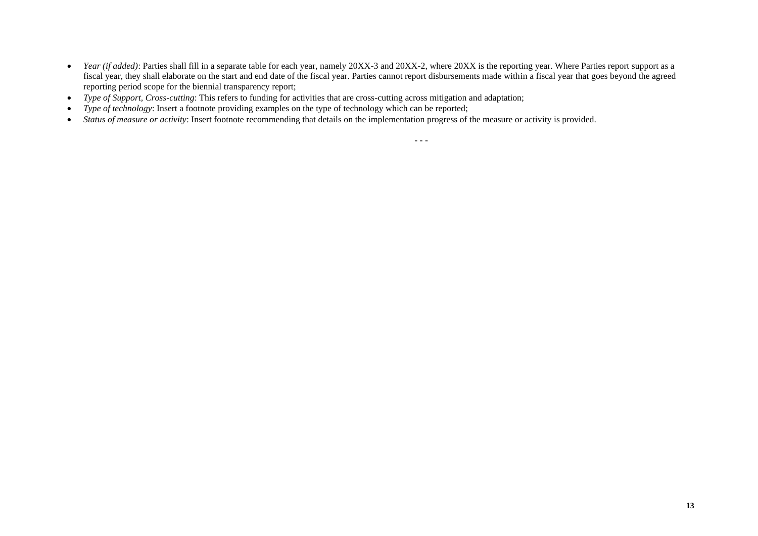- *Year (if added)*: Parties shall fill in a separate table for each year, namely 20XX-3 and 20XX-2, where 20XX is the reporting year. Where Parties report support as a fiscal year, they shall elaborate on the start and end date of the fiscal year. Parties cannot report disbursements made within a fiscal year that goes beyond the agreed reporting period scope for the biennial transparency report;
- *Type of Support, Cross-cutting*: This refers to funding for activities that are cross-cutting across mitigation and adaptation;
- *Type of technology*: Insert a footnote providing examples on the type of technology which can be reported;
- *Status of measure or activity*: Insert footnote recommending that details on the implementation progress of the measure or activity is provided.

- - -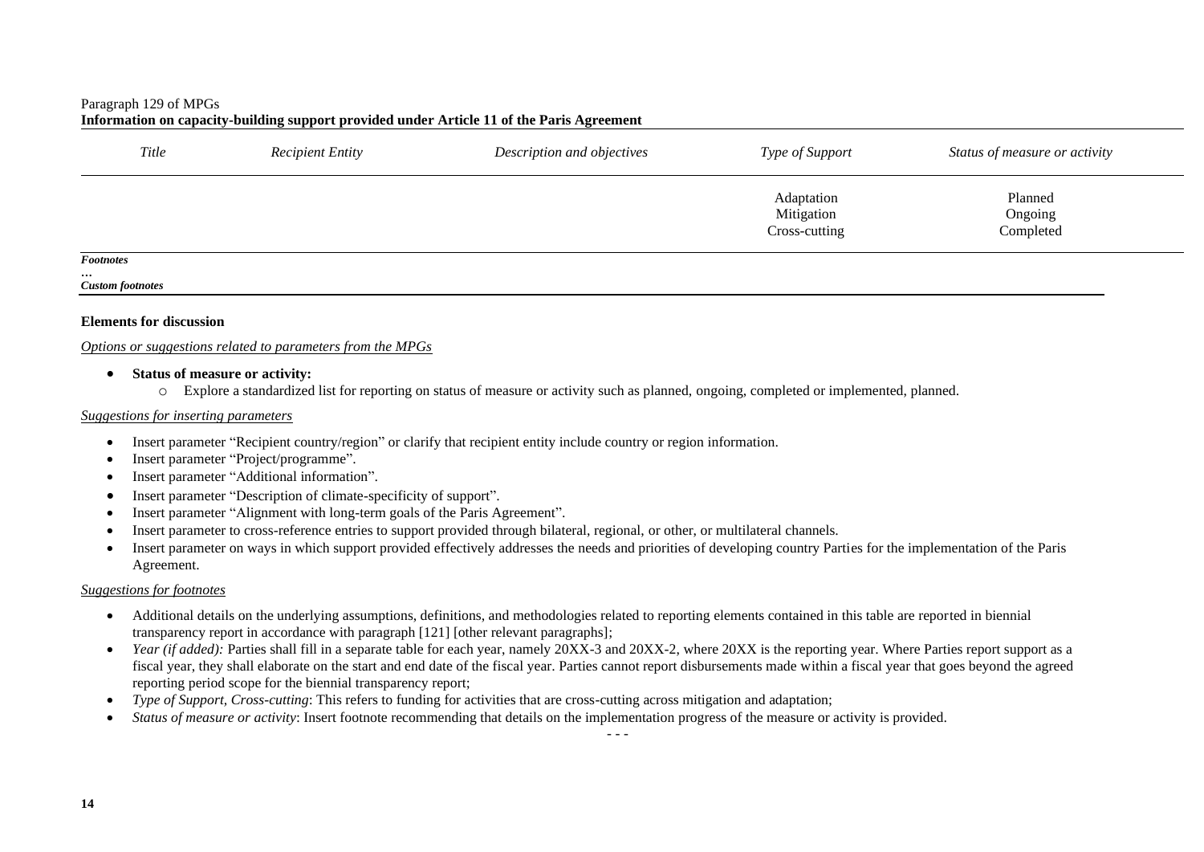Paragraph 129 of MPGs

**Information on capacity-building support provided under Article 11 of the Paris Agreement**

| *Title* | *Recipient Entity* | *Description and objectives* | *Type of Support* | *Status of measure or activity* |
|---|---|---|---|---|
| | | | Adaptation<br>Mitigation<br>Cross-cutting | Planned<br>Ongoing<br>Completed |

***Footnotes***

…

***Custom footnotes***

**Elements for discussion**

*Options or suggestions related to parameters from the MPGs*

- **Status of measure or activity:**
  - Explore a standardized list for reporting on status of measure or activity such as planned, ongoing, completed or implemented, planned.

*Suggestions for inserting parameters*

- Insert parameter "Recipient country/region" or clarify that recipient entity include country or region information.
- Insert parameter "Project/programme".
- Insert parameter "Additional information".
- Insert parameter "Description of climate-specificity of support".
- Insert parameter "Alignment with long-term goals of the Paris Agreement".
- Insert parameter to cross-reference entries to support provided through bilateral, regional, or other, or multilateral channels.
- Insert parameter on ways in which support provided effectively addresses the needs and priorities of developing country Parties for the implementation of the Paris Agreement.

*Suggestions for footnotes*

- Additional details on the underlying assumptions, definitions, and methodologies related to reporting elements contained in this table are reported in biennial transparency report in accordance with paragraph [121] [other relevant paragraphs];
- *Year (if added):* Parties shall fill in a separate table for each year, namely 20XX-3 and 20XX-2, where 20XX is the reporting year. Where Parties report support as a fiscal year, they shall elaborate on the start and end date of the fiscal year. Parties cannot report disbursements made within a fiscal year that goes beyond the agreed reporting period scope for the biennial transparency report;
- *Type of Support, Cross-cutting*: This refers to funding for activities that are cross-cutting across mitigation and adaptation;
- *Status of measure or activity*: Insert footnote recommending that details on the implementation progress of the measure or activity is provided.

- - -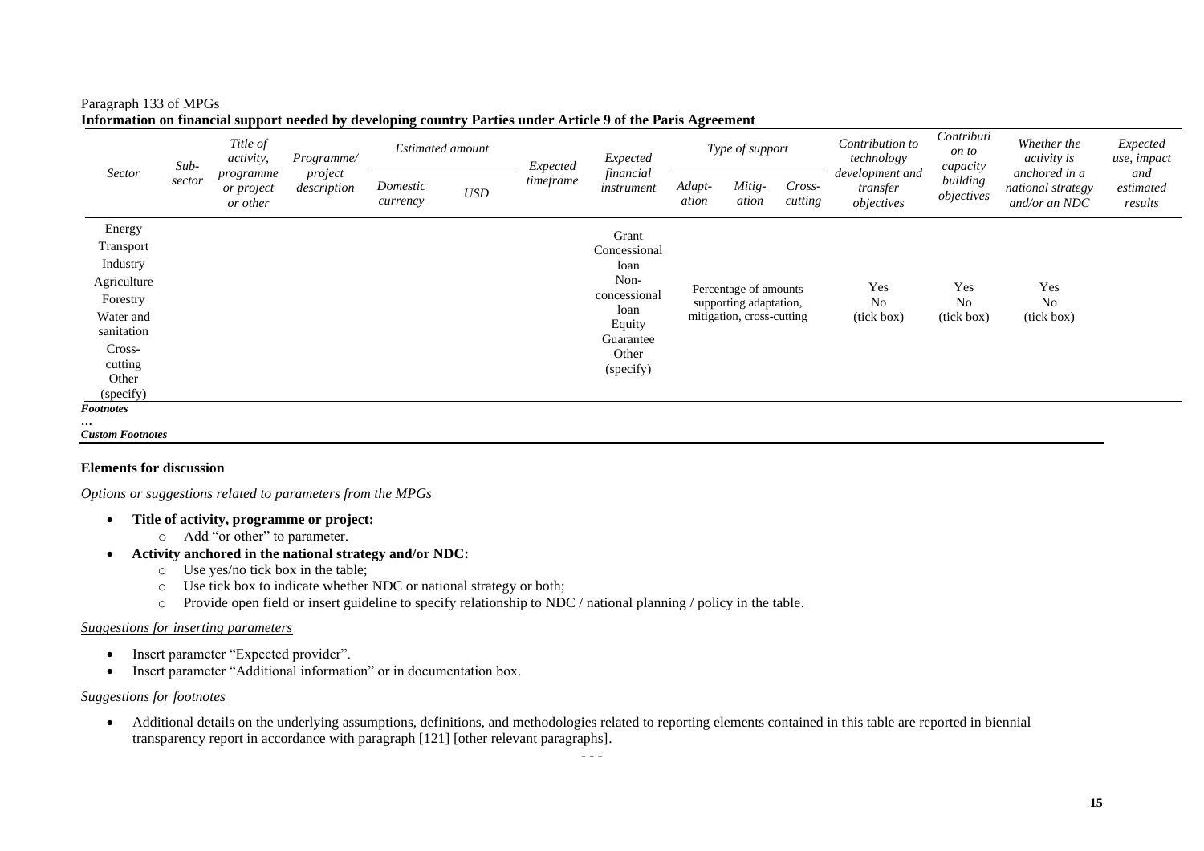Paragraph 133 of MPGs
**Information on financial support needed by developing country Parties under Article 9 of the Paris Agreement**

| *Sector* | *Sub-sector* | *Title of activity, programme or project or other* | *Programme/ project description* | *Estimated amount* | | *Expected timeframe* | *Expected financial instrument* | *Type of support* | | | *Contribution to technology development and transfer objectives* | *Contribution to capacity building objectives* | *Whether the activity is anchored in a national strategy and/or an NDC* | *Expected use, impact and estimated results* |
|---|---|---|---|---|---|---|---|---|---|---|---|---|---|---|
| | | | | *Domestic currency* | *USD* | | | *Adapt-ation* | *Mitig-ation* | *Cross-cutting* | | | | |
| Energy<br>Transport<br>Industry<br>Agriculture<br>Forestry<br>Water and sanitation<br>Cross-cutting<br>Other (specify) | | | | | | | Grant<br>Concessional loan<br>Non-concessional loan<br>Equity<br>Guarantee<br>Other (specify) | Percentage of amounts supporting adaptation, mitigation, cross-cutting | | | Yes<br>No<br>(tick box) | Yes<br>No<br>(tick box) | Yes<br>No<br>(tick box) | |

***Footnotes***

…

***Custom Footnotes***

**Elements for discussion**

*Options or suggestions related to parameters from the MPGs*

- **Title of activity, programme or project:**
  - Add "or other" to parameter.
- **Activity anchored in the national strategy and/or NDC:**
  - Use yes/no tick box in the table;
  - Use tick box to indicate whether NDC or national strategy or both;
  - Provide open field or insert guideline to specify relationship to NDC / national planning / policy in the table.

*Suggestions for inserting parameters*

- Insert parameter "Expected provider".
- Insert parameter "Additional information" or in documentation box.

*Suggestions for footnotes*

- Additional details on the underlying assumptions, definitions, and methodologies related to reporting elements contained in this table are reported in biennial transparency report in accordance with paragraph [121] [other relevant paragraphs].

- - -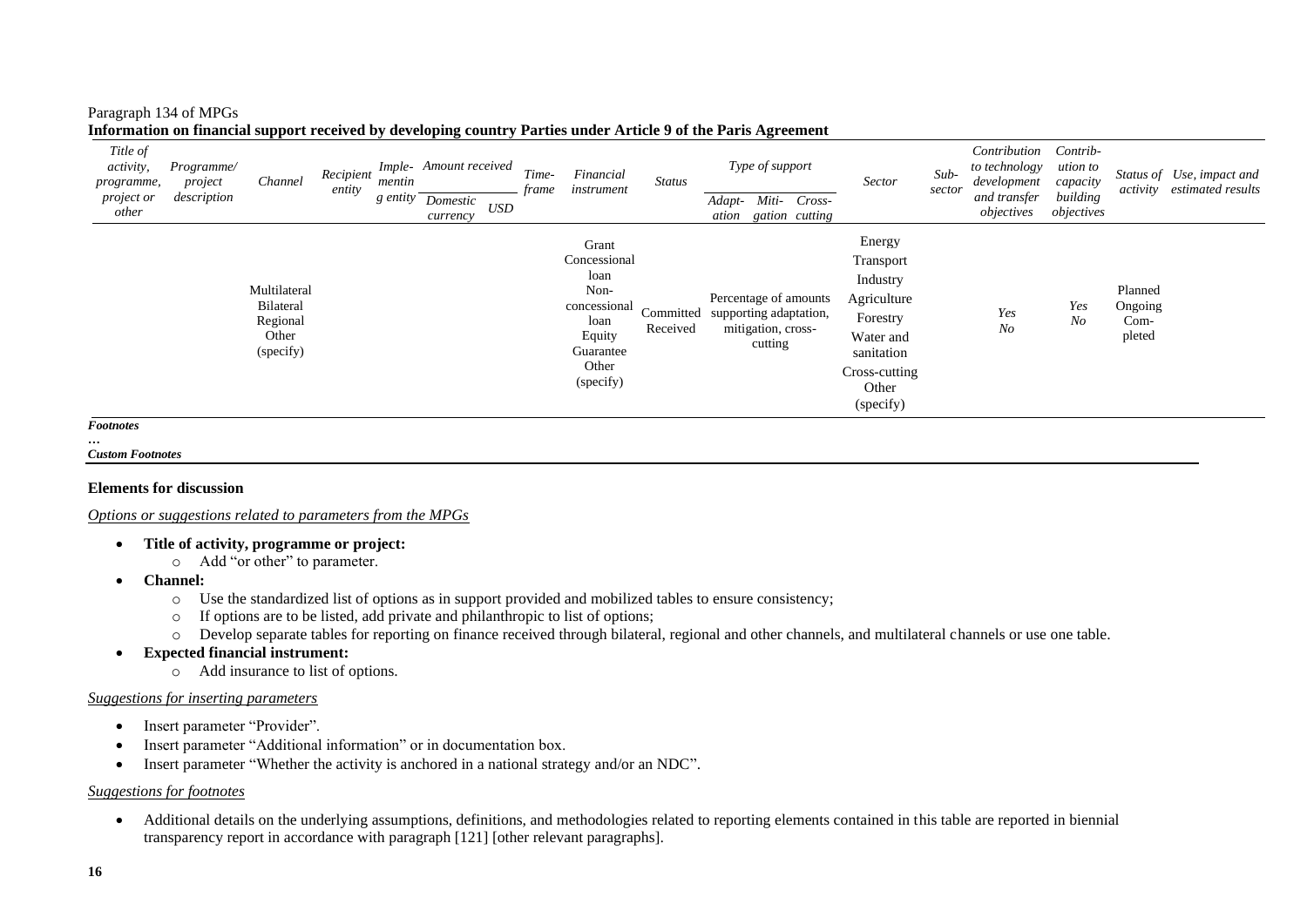Paragraph 134 of MPGs

**Information on financial support received by developing country Parties under Article 9 of the Paris Agreement**

| *Title of activity, programme, project or other* | *Programme/ project description* | *Channel* | *Recipient entity* | *Implementing entity* | *Amount received* | | *Time-frame* | *Financial instrument* | *Status* | *Type of support* | | | *Sector* | *Sub-sector* | *Contribution to technology development and transfer objectives* | *Contribution to capacity building objectives* | *Status of activity* | *Use, impact and estimated results* |
|---|---|---|---|---|---|---|---|---|---|---|---|---|---|---|---|---|---|---|
| | | | | | *Domestic currency* | *USD* | | | | *Adaptation* | *Mitigation* | *Cross-cutting* | | | | | | |
| | | Multilateral<br>Bilateral<br>Regional<br>Other (specify) | | | | | | Grant<br>Concessional loan<br>Non-concessional loan<br>Equity<br>Guarantee<br>Other (specify) | Committed<br>Received | Percentage of amounts supporting adaptation, mitigation, cross-cutting | | | Energy<br>Transport<br>Industry<br>Agriculture<br>Forestry<br>Water and sanitation<br>Cross-cutting<br>Other (specify) | | *Yes*<br>*No* | *Yes*<br>*No* | Planned<br>Ongoing<br>Completed | |

***Footnotes***

*…*

***Custom Footnotes***

**Elements for discussion**

*Options or suggestions related to parameters from the MPGs*

- **Title of activity, programme or project:**
  - Add "or other" to parameter.
- **Channel:**
  - Use the standardized list of options as in support provided and mobilized tables to ensure consistency;
  - If options are to be listed, add private and philanthropic to list of options;
  - Develop separate tables for reporting on finance received through bilateral, regional and other channels, and multilateral channels or use one table.
- **Expected financial instrument:**
  - Add insurance to list of options.

*Suggestions for inserting parameters*

- Insert parameter "Provider".
- Insert parameter "Additional information" or in documentation box.
- Insert parameter "Whether the activity is anchored in a national strategy and/or an NDC".

*Suggestions for footnotes*

- Additional details on the underlying assumptions, definitions, and methodologies related to reporting elements contained in this table are reported in biennial transparency report in accordance with paragraph [121] [other relevant paragraphs].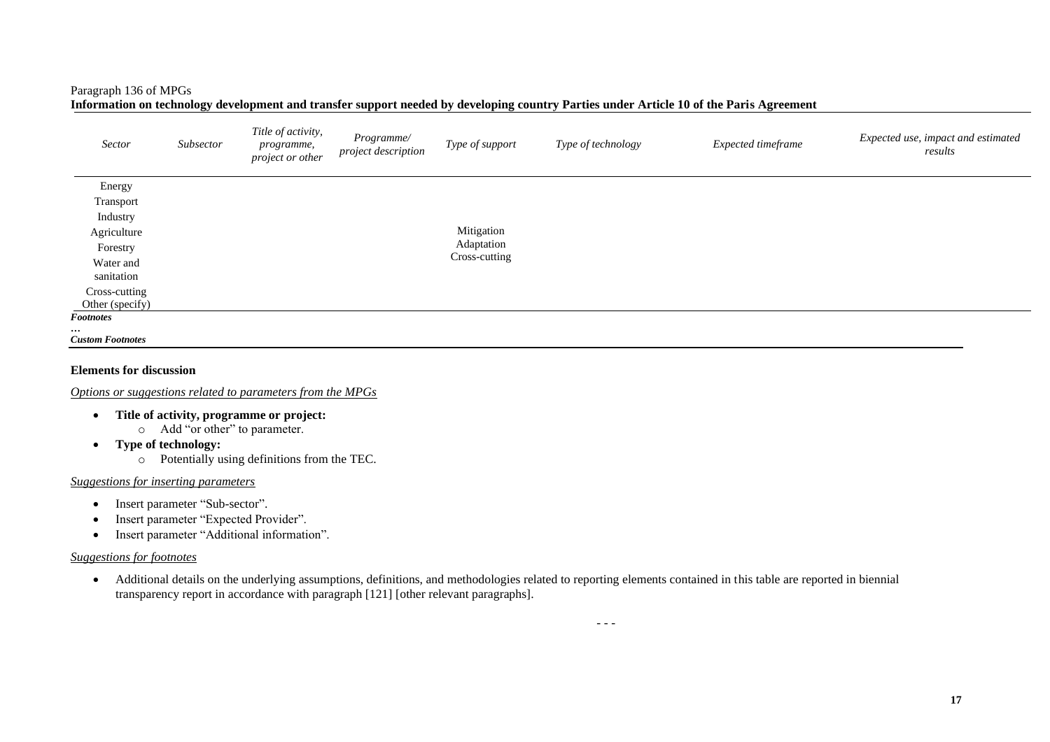Paragraph 136 of MPGs

**Information on technology development and transfer support needed by developing country Parties under Article 10 of the Paris Agreement**

| *Sector* | *Subsector* | *Title of activity, programme, project or other* | *Programme/ project description* | *Type of support* | *Type of technology* | *Expected timeframe* | *Expected use, impact and estimated results* |
|---|---|---|---|---|---|---|---|
| Energy<br>Transport<br>Industry<br>Agriculture<br>Forestry<br>Water and sanitation<br>Cross-cutting<br>Other (specify) | | | | Mitigation<br>Adaptation<br>Cross-cutting | | | |

***Footnotes***

…

***Custom Footnotes***

**Elements for discussion**

*Options or suggestions related to parameters from the MPGs*

- **Title of activity, programme or project:**
  - Add "or other" to parameter.
- **Type of technology:**
  - Potentially using definitions from the TEC.

*Suggestions for inserting parameters*

- Insert parameter "Sub-sector".
- Insert parameter "Expected Provider".
- Insert parameter "Additional information".

*Suggestions for footnotes*

- Additional details on the underlying assumptions, definitions, and methodologies related to reporting elements contained in this table are reported in biennial transparency report in accordance with paragraph [121] [other relevant paragraphs].

- - -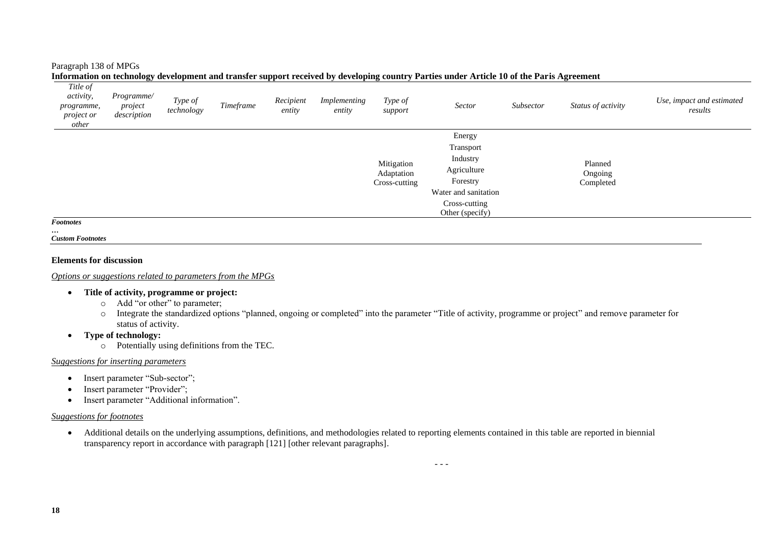Paragraph 138 of MPGs

**Information on technology development and transfer support received by developing country Parties under Article 10 of the Paris Agreement**

| *Title of activity, programme, project or other* | *Programme/ project description* | *Type of technology* | *Timeframe* | *Recipient entity* | *Implementing entity* | *Type of support* | *Sector* | *Subsector* | *Status of activity* | *Use, impact and estimated results* |
|---|---|---|---|---|---|---|---|---|---|---|
| | | | | | | Mitigation Adaptation Cross-cutting | Energy Transport Industry Agriculture Forestry Water and sanitation Cross-cutting Other (specify) | | Planned Ongoing Completed | |

***Footnotes***

*…*

***Custom Footnotes***

**Elements for discussion**

*Options or suggestions related to parameters from the MPGs*

- **Title of activity, programme or project:**
  - Add "or other" to parameter;
  - Integrate the standardized options "planned, ongoing or completed" into the parameter "Title of activity, programme or project" and remove parameter for status of activity.
- **Type of technology:**
  - Potentially using definitions from the TEC.

*Suggestions for inserting parameters*

- Insert parameter "Sub-sector";
- Insert parameter "Provider";
- Insert parameter "Additional information".

*Suggestions for footnotes*

- Additional details on the underlying assumptions, definitions, and methodologies related to reporting elements contained in this table are reported in biennial transparency report in accordance with paragraph [121] [other relevant paragraphs].

- - -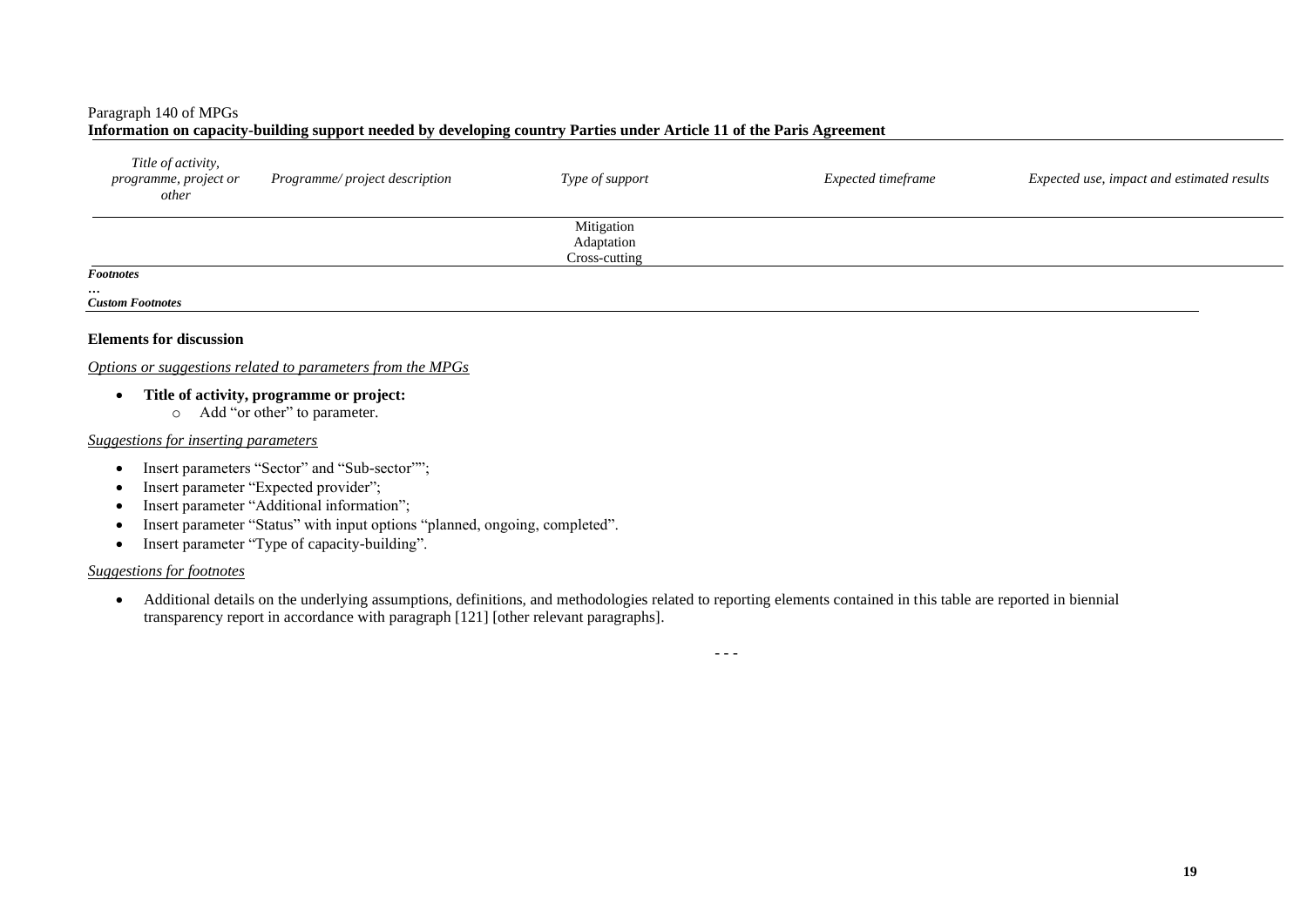Paragraph 140 of MPGs

**Information on capacity-building support needed by developing country Parties under Article 11 of the Paris Agreement**

| *Title of activity, programme, project or other* | *Programme/ project description* | *Type of support* | *Expected timeframe* | *Expected use, impact and estimated results* |
|---|---|---|---|---|
| | | Mitigation<br>Adaptation<br>Cross-cutting | | |

***Footnotes***

…

***Custom Footnotes***

**Elements for discussion**

*Options or suggestions related to parameters from the MPGs*

- **Title of activity, programme or project:**
  - Add "or other" to parameter.

*Suggestions for inserting parameters*

- Insert parameters "Sector" and "Sub-sector"";
- Insert parameter "Expected provider";
- Insert parameter "Additional information";
- Insert parameter "Status" with input options "planned, ongoing, completed".
- Insert parameter "Type of capacity-building".

*Suggestions for footnotes*

- Additional details on the underlying assumptions, definitions, and methodologies related to reporting elements contained in this table are reported in biennial transparency report in accordance with paragraph [121] [other relevant paragraphs].

- - -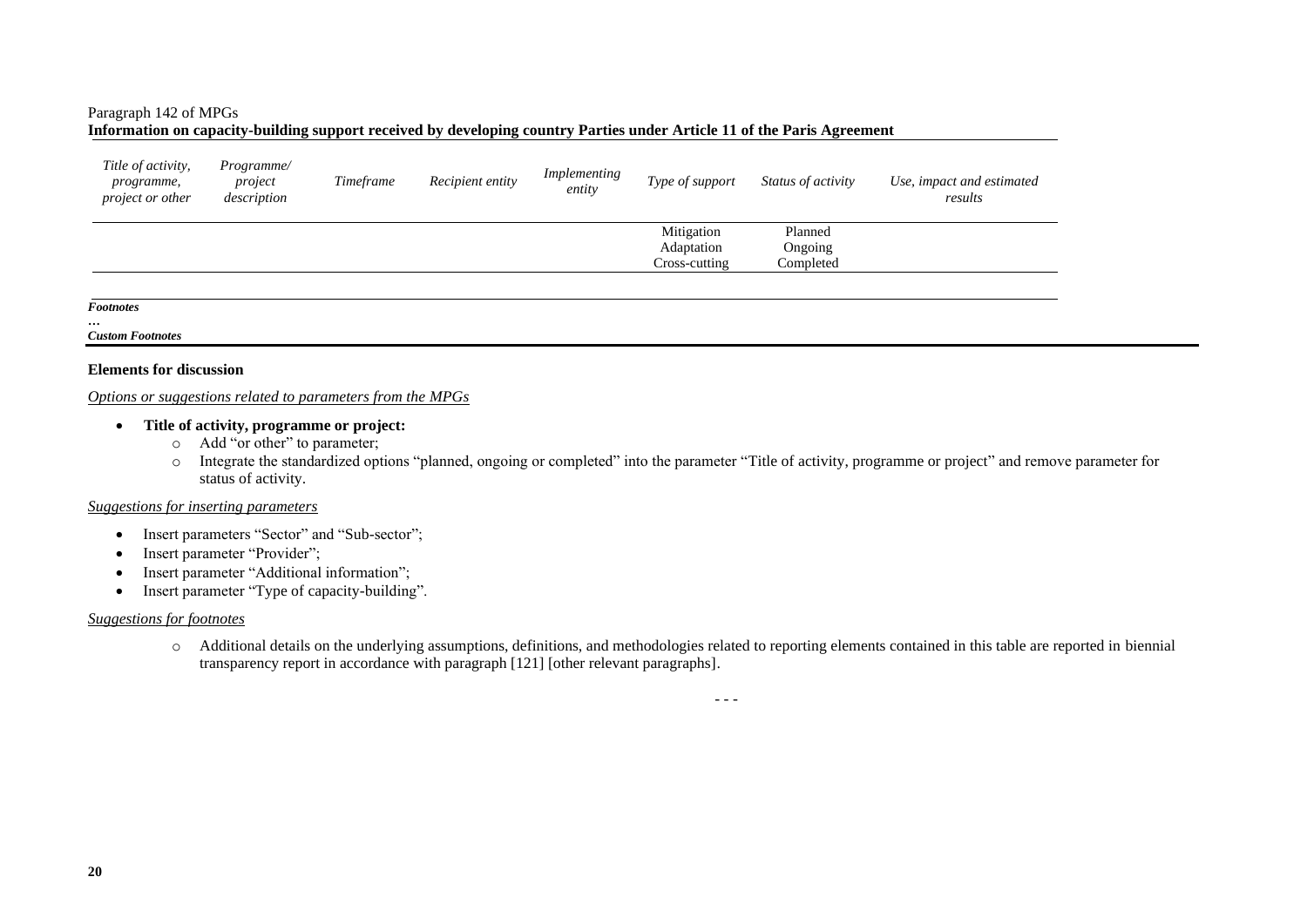Paragraph 142 of MPGs

**Information on capacity-building support received by developing country Parties under Article 11 of the Paris Agreement**

| *Title of activity, programme, project or other* | *Programme/ project description* | *Timeframe* | *Recipient entity* | *Implementing entity* | *Type of support* | *Status of activity* | *Use, impact and estimated results* |
|---|---|---|---|---|---|---|---|
| | | | | | Mitigation<br>Adaptation<br>Cross-cutting | Planned<br>Ongoing<br>Completed | |

***Footnotes***

…

***Custom Footnotes***

**Elements for discussion**

*Options or suggestions related to parameters from the MPGs*

- **Title of activity, programme or project:**
  - Add "or other" to parameter;
  - Integrate the standardized options "planned, ongoing or completed" into the parameter "Title of activity, programme or project" and remove parameter for status of activity.

*Suggestions for inserting parameters*

- Insert parameters "Sector" and "Sub-sector";
- Insert parameter "Provider";
- Insert parameter "Additional information";
- Insert parameter "Type of capacity-building".

*Suggestions for footnotes*

- Additional details on the underlying assumptions, definitions, and methodologies related to reporting elements contained in this table are reported in biennial transparency report in accordance with paragraph [121] [other relevant paragraphs].

- - -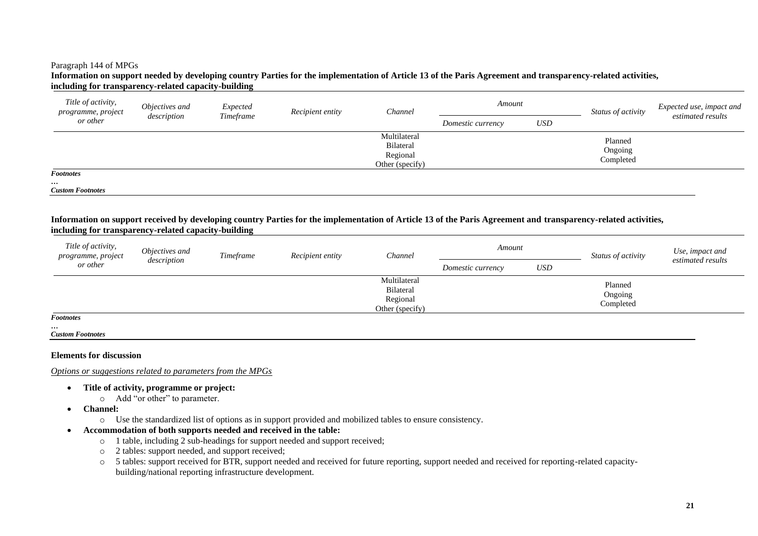Paragraph 144 of MPGs

**Information on support needed by developing country Parties for the implementation of Article 13 of the Paris Agreement and transparency-related activities, including for transparency-related capacity-building**

| *Title of activity, programme, project or other* | *Objectives and description* | *Expected Timeframe* | *Recipient entity* | *Channel* | *Amount* | | *Status of activity* | *Expected use, impact and estimated results* |
|---|---|---|---|---|---|---|---|---|
| | | | | | *Domestic currency* | *USD* | | |
| | | | | Multilateral<br>Bilateral<br>Regional<br>Other (specify) | | | Planned<br>Ongoing<br>Completed | |

***Footnotes***

…

***Custom Footnotes***

**Information on support received by developing country Parties for the implementation of Article 13 of the Paris Agreement and transparency-related activities, including for transparency-related capacity-building**

| *Title of activity, programme, project or other* | *Objectives and description* | *Timeframe* | *Recipient entity* | *Channel* | *Amount* | | *Status of activity* | *Use, impact and estimated results* |
|---|---|---|---|---|---|---|---|---|
| | | | | | *Domestic currency* | *USD* | | |
| | | | | Multilateral<br>Bilateral<br>Regional<br>Other (specify) | | | Planned<br>Ongoing<br>Completed | |

***Footnotes***

…

***Custom Footnotes***

**Elements for discussion**

*Options or suggestions related to parameters from the MPGs*

- **Title of activity, programme or project:**
  - Add "or other" to parameter.
- **Channel:**
  - Use the standardized list of options as in support provided and mobilized tables to ensure consistency.
- **Accommodation of both supports needed and received in the table:**
  - 1 table, including 2 sub-headings for support needed and support received;
  - 2 tables: support needed, and support received;
  - 5 tables: support received for BTR, support needed and received for future reporting, support needed and received for reporting-related capacity-building/national reporting infrastructure development.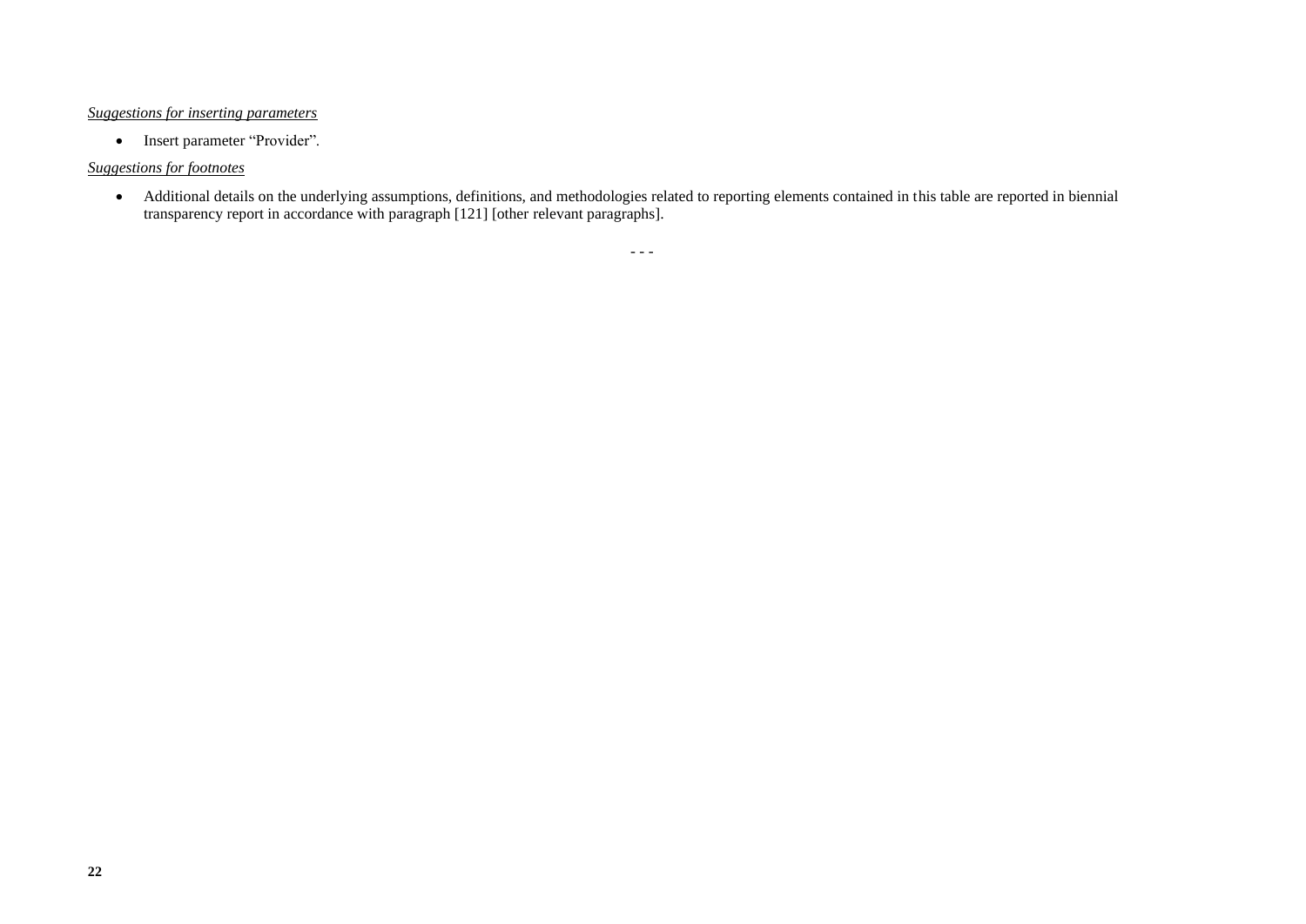*Suggestions for inserting parameters*

- Insert parameter "Provider".

*Suggestions for footnotes*

- Additional details on the underlying assumptions, definitions, and methodologies related to reporting elements contained in this table are reported in biennial transparency report in accordance with paragraph [121] [other relevant paragraphs].

- - -